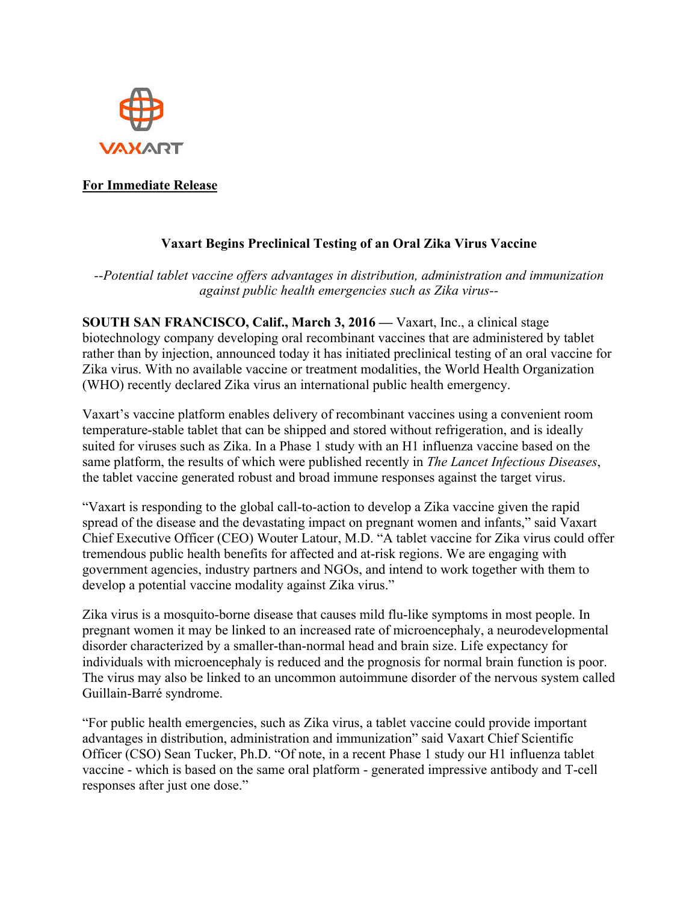VAXART

**For Immediate Release**

# Vaxart Begins Preclinical Testing of an Oral Zika Virus Vaccine

*--Potential tablet vaccine offers advantages in distribution, administration and immunization against public health emergencies such as Zika virus--*

**SOUTH SAN FRANCISCO, Calif., March 3, 2016 —** Vaxart, Inc., a clinical stage biotechnology company developing oral recombinant vaccines that are administered by tablet rather than by injection, announced today it has initiated preclinical testing of an oral vaccine for Zika virus. With no available vaccine or treatment modalities, the World Health Organization (WHO) recently declared Zika virus an international public health emergency.

Vaxart's vaccine platform enables delivery of recombinant vaccines using a convenient room temperature-stable tablet that can be shipped and stored without refrigeration, and is ideally suited for viruses such as Zika. In a Phase 1 study with an H1 influenza vaccine based on the same platform, the results of which were published recently in *The Lancet Infectious Diseases*, the tablet vaccine generated robust and broad immune responses against the target virus.

"Vaxart is responding to the global call-to-action to develop a Zika vaccine given the rapid spread of the disease and the devastating impact on pregnant women and infants," said Vaxart Chief Executive Officer (CEO) Wouter Latour, M.D. "A tablet vaccine for Zika virus could offer tremendous public health benefits for affected and at-risk regions. We are engaging with government agencies, industry partners and NGOs, and intend to work together with them to develop a potential vaccine modality against Zika virus."

Zika virus is a mosquito-borne disease that causes mild flu-like symptoms in most people. In pregnant women it may be linked to an increased rate of microencephaly, a neurodevelopmental disorder characterized by a smaller-than-normal head and brain size. Life expectancy for individuals with microencephaly is reduced and the prognosis for normal brain function is poor. The virus may also be linked to an uncommon autoimmune disorder of the nervous system called Guillain-Barré syndrome.

"For public health emergencies, such as Zika virus, a tablet vaccine could provide important advantages in distribution, administration and immunization" said Vaxart Chief Scientific Officer (CSO) Sean Tucker, Ph.D. "Of note, in a recent Phase 1 study our H1 influenza tablet vaccine - which is based on the same oral platform - generated impressive antibody and T-cell responses after just one dose."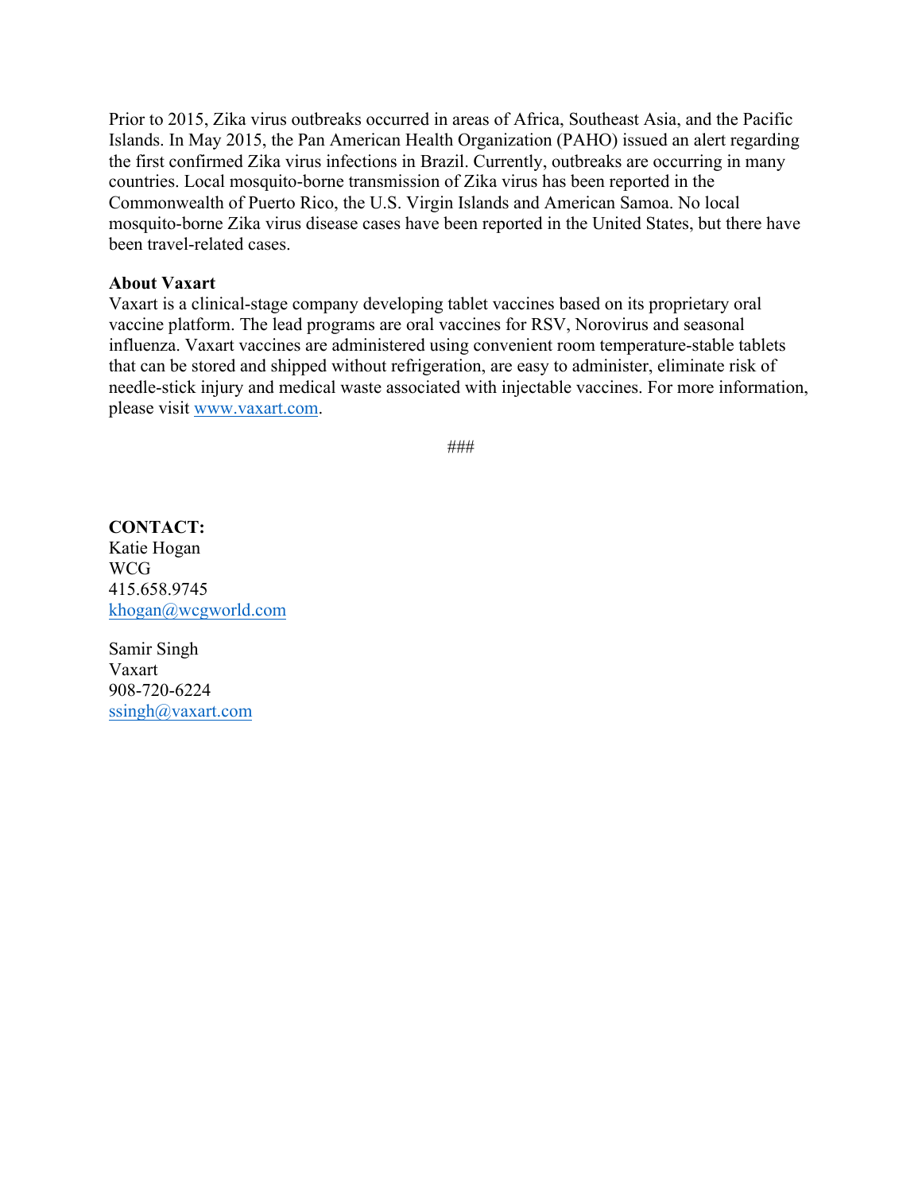Prior to 2015, Zika virus outbreaks occurred in areas of Africa, Southeast Asia, and the Pacific Islands. In May 2015, the Pan American Health Organization (PAHO) issued an alert regarding the first confirmed Zika virus infections in Brazil. Currently, outbreaks are occurring in many countries. Local mosquito-borne transmission of Zika virus has been reported in the Commonwealth of Puerto Rico, the U.S. Virgin Islands and American Samoa. No local mosquito-borne Zika virus disease cases have been reported in the United States, but there have been travel-related cases.

**About Vaxart**
Vaxart is a clinical-stage company developing tablet vaccines based on its proprietary oral vaccine platform. The lead programs are oral vaccines for RSV, Norovirus and seasonal influenza. Vaxart vaccines are administered using convenient room temperature-stable tablets that can be stored and shipped without refrigeration, are easy to administer, eliminate risk of needle-stick injury and medical waste associated with injectable vaccines. For more information, please visit www.vaxart.com.

###

**CONTACT:**
Katie Hogan
WCG
415.658.9745
khogan@wcgworld.com

Samir Singh
Vaxart
908-720-6224
ssingh@vaxart.com